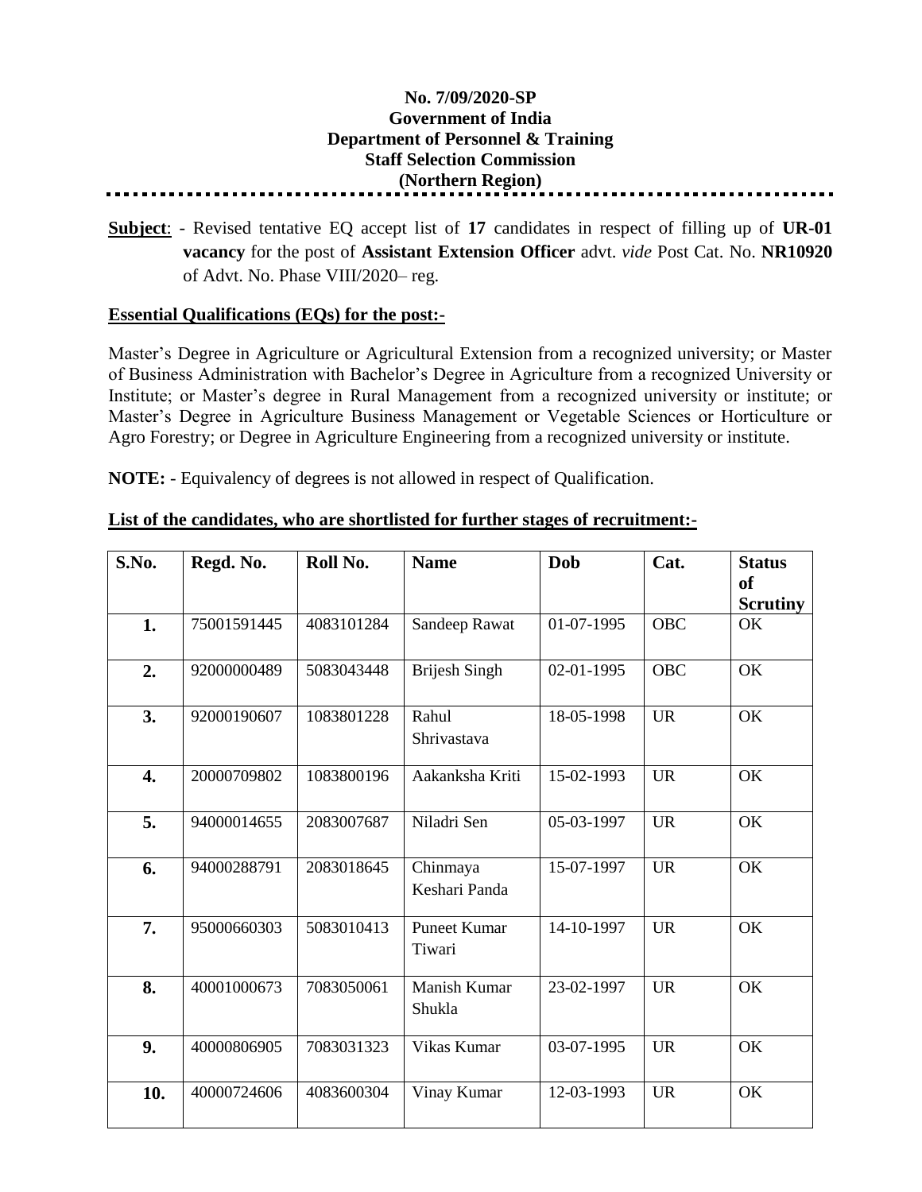**No. 7/09/2020-SP**
**Government of India**
**Department of Personnel & Training**
**Staff Selection Commission**
**(Northern Region)**

---

**Subject**: - Revised tentative EQ accept list of **17** candidates in respect of filling up of **UR-01 vacancy** for the post of **Assistant Extension Officer** advt. *vide* Post Cat. No. **NR10920** of Advt. No. Phase VIII/2020– reg.

**Essential Qualifications (EQs) for the post:-**

Master's Degree in Agriculture or Agricultural Extension from a recognized university; or Master of Business Administration with Bachelor's Degree in Agriculture from a recognized University or Institute; or Master's degree in Rural Management from a recognized university or institute; or Master's Degree in Agriculture Business Management or Vegetable Sciences or Horticulture or Agro Forestry; or Degree in Agriculture Engineering from a recognized university or institute.

**NOTE:** - Equivalency of degrees is not allowed in respect of Qualification.

**List of the candidates, who are shortlisted for further stages of recruitment:-**

| S.No. | Regd. No. | Roll No. | Name | Dob | Cat. | Status of Scrutiny |
|---|---|---|---|---|---|---|
| **1.** | 75001591445 | 4083101284 | Sandeep Rawat | 01-07-1995 | OBC | OK |
| **2.** | 92000000489 | 5083043448 | Brijesh Singh | 02-01-1995 | OBC | OK |
| **3.** | 92000190607 | 1083801228 | Rahul Shrivastava | 18-05-1998 | UR | OK |
| **4.** | 20000709802 | 1083800196 | Aakanksha Kriti | 15-02-1993 | UR | OK |
| **5.** | 94000014655 | 2083007687 | Niladri Sen | 05-03-1997 | UR | OK |
| **6.** | 94000288791 | 2083018645 | Chinmaya Keshari Panda | 15-07-1997 | UR | OK |
| **7.** | 95000660303 | 5083010413 | Puneet Kumar Tiwari | 14-10-1997 | UR | OK |
| **8.** | 40001000673 | 7083050061 | Manish Kumar Shukla | 23-02-1997 | UR | OK |
| **9.** | 40000806905 | 7083031323 | Vikas Kumar | 03-07-1995 | UR | OK |
| **10.** | 40000724606 | 4083600304 | Vinay Kumar | 12-03-1993 | UR | OK |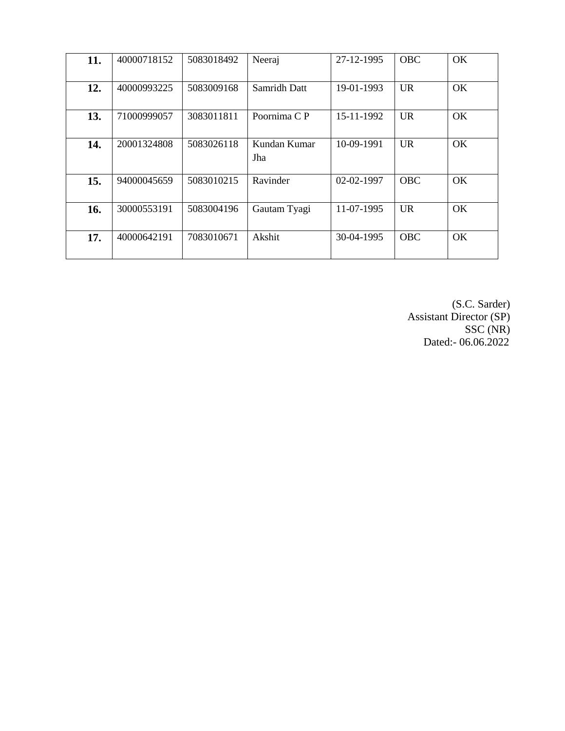| | | | | | | |
|---|---|---|---|---|---|---|
| **11.** | 40000718152 | 5083018492 | Neeraj | 27-12-1995 | OBC | OK |
| **12.** | 40000993225 | 5083009168 | Samridh Datt | 19-01-1993 | UR | OK |
| **13.** | 71000999057 | 3083011811 | Poornima C P | 15-11-1992 | UR | OK |
| **14.** | 20001324808 | 5083026118 | Kundan Kumar Jha | 10-09-1991 | UR | OK |
| **15.** | 94000045659 | 5083010215 | Ravinder | 02-02-1997 | OBC | OK |
| **16.** | 30000553191 | 5083004196 | Gautam Tyagi | 11-07-1995 | UR | OK |
| **17.** | 40000642191 | 7083010671 | Akshit | 30-04-1995 | OBC | OK |

(S.C. Sarder)
Assistant Director (SP)
SSC (NR)
Dated:- 06.06.2022